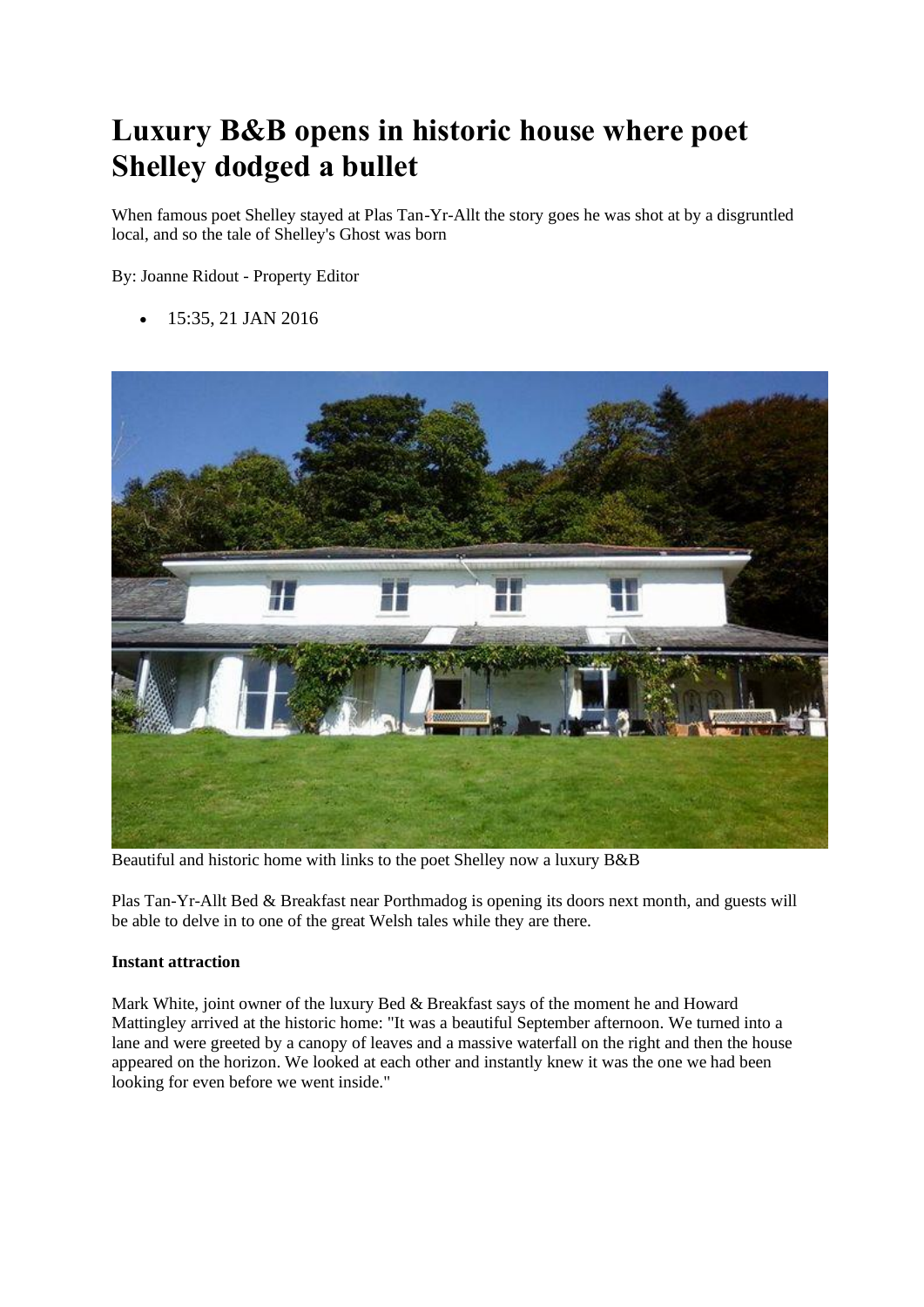# Luxury B&B opens in historic house where poet Shelley dodged a bullet

When famous poet Shelley stayed at Plas Tan-Yr-Allt the story goes he was shot at by a disgruntled local, and so the tale of Shelley's Ghost was born

By: Joanne Ridout - Property Editor

- 15:35, 21 JAN 2016

Beautiful and historic home with links to the poet Shelley now a luxury B&B

Plas Tan-Yr-Allt Bed & Breakfast near Porthmadog is opening its doors next month, and guests will be able to delve in to one of the great Welsh tales while they are there.

**Instant attraction**

Mark White, joint owner of the luxury Bed & Breakfast says of the moment he and Howard Mattingley arrived at the historic home: "It was a beautiful September afternoon. We turned into a lane and were greeted by a canopy of leaves and a massive waterfall on the right and then the house appeared on the horizon. We looked at each other and instantly knew it was the one we had been looking for even before we went inside."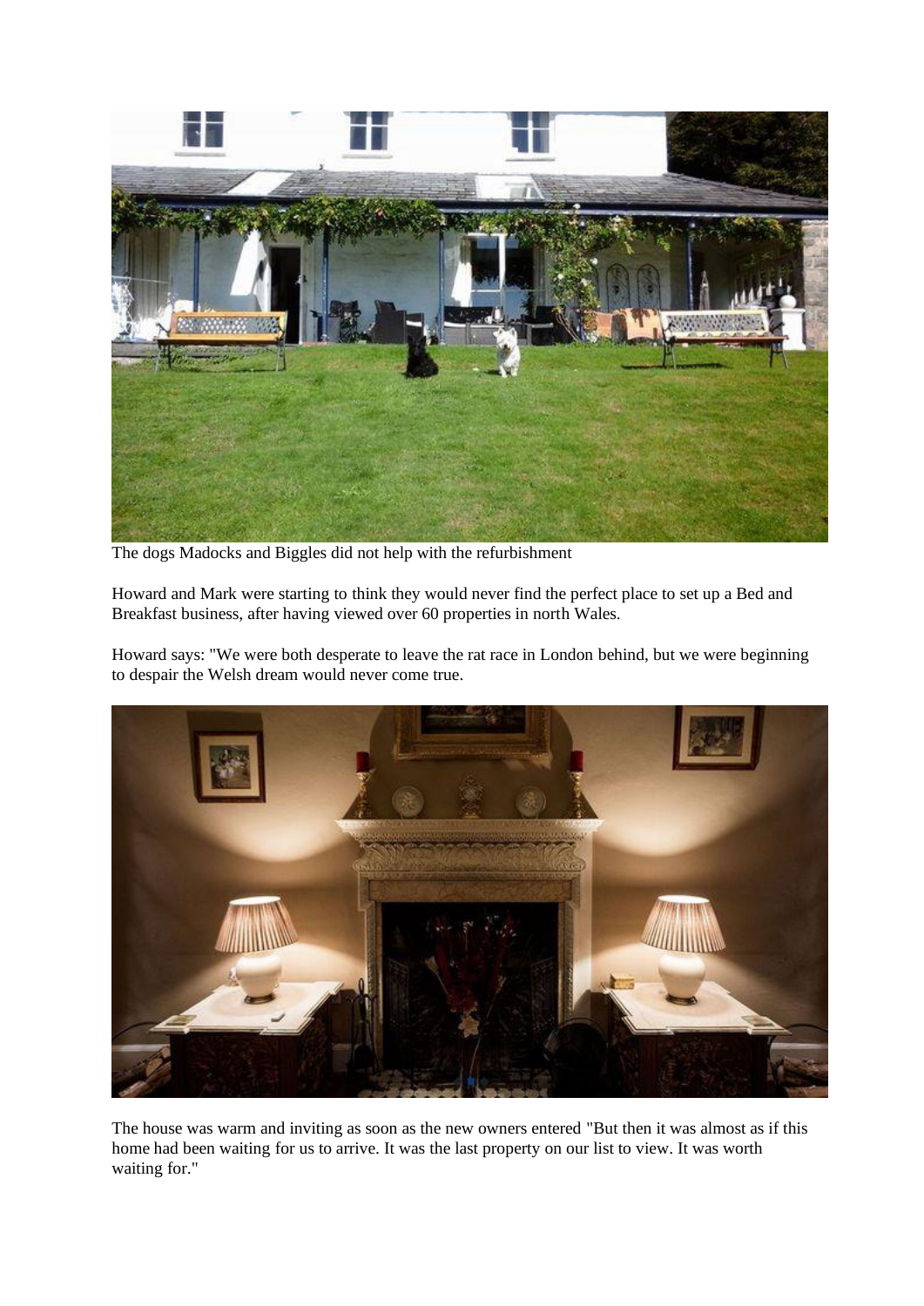The dogs Madocks and Biggles did not help with the refurbishment

Howard and Mark were starting to think they would never find the perfect place to set up a Bed and Breakfast business, after having viewed over 60 properties in north Wales.

Howard says: "We were both desperate to leave the rat race in London behind, but we were beginning to despair the Welsh dream would never come true.

The house was warm and inviting as soon as the new owners entered "But then it was almost as if this home had been waiting for us to arrive. It was the last property on our list to view. It was worth waiting for."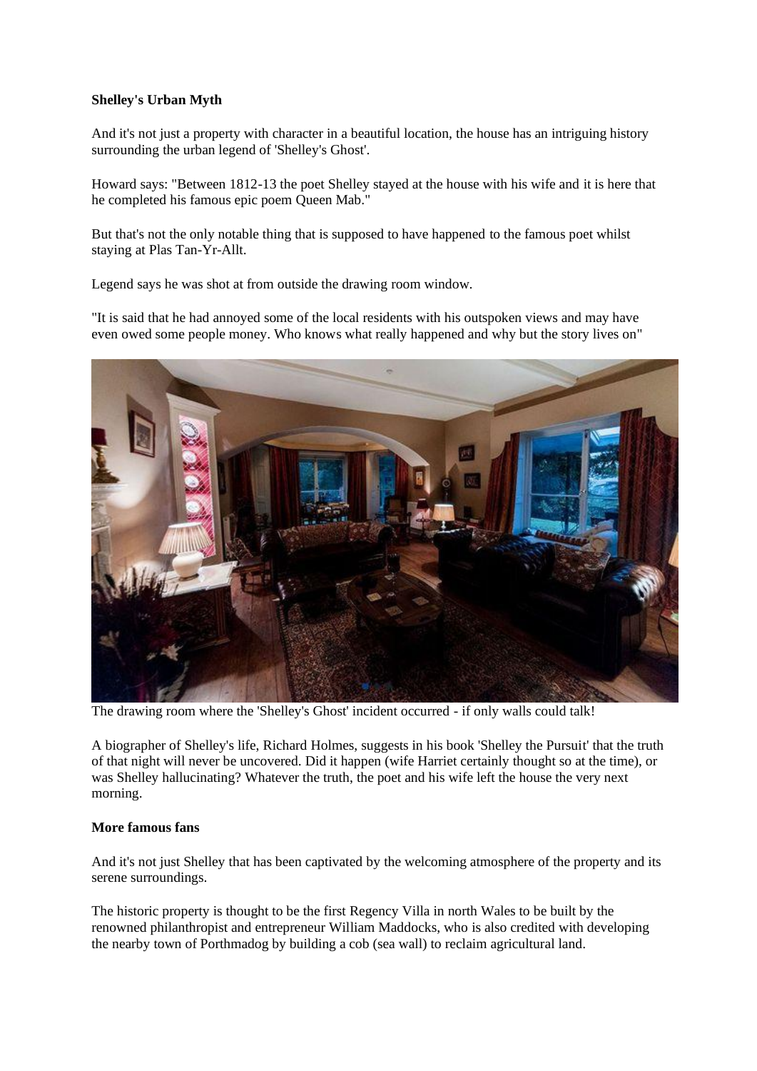**Shelley's Urban Myth**

And it's not just a property with character in a beautiful location, the house has an intriguing history surrounding the urban legend of 'Shelley's Ghost'.

Howard says: "Between 1812-13 the poet Shelley stayed at the house with his wife and it is here that he completed his famous epic poem Queen Mab."

But that's not the only notable thing that is supposed to have happened to the famous poet whilst staying at Plas Tan-Yr-Allt.

Legend says he was shot at from outside the drawing room window.

"It is said that he had annoyed some of the local residents with his outspoken views and may have even owed some people money. Who knows what really happened and why but the story lives on"

The drawing room where the 'Shelley's Ghost' incident occurred - if only walls could talk!

A biographer of Shelley's life, Richard Holmes, suggests in his book 'Shelley the Pursuit' that the truth of that night will never be uncovered. Did it happen (wife Harriet certainly thought so at the time), or was Shelley hallucinating? Whatever the truth, the poet and his wife left the house the very next morning.

**More famous fans**

And it's not just Shelley that has been captivated by the welcoming atmosphere of the property and its serene surroundings.

The historic property is thought to be the first Regency Villa in north Wales to be built by the renowned philanthropist and entrepreneur William Maddocks, who is also credited with developing the nearby town of Porthmadog by building a cob (sea wall) to reclaim agricultural land.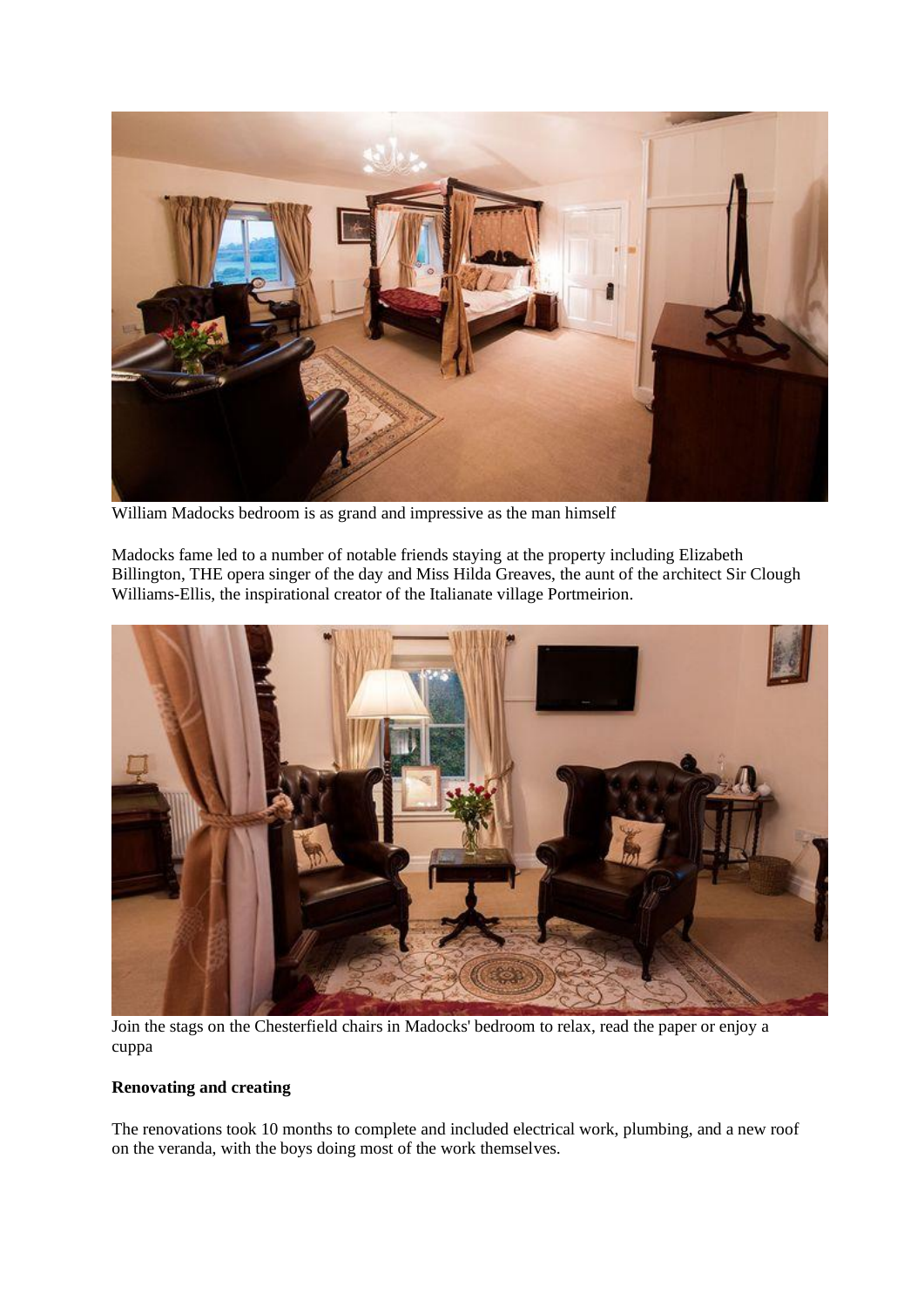William Madocks bedroom is as grand and impressive as the man himself

Madocks fame led to a number of notable friends staying at the property including Elizabeth Billington, THE opera singer of the day and Miss Hilda Greaves, the aunt of the architect Sir Clough Williams-Ellis, the inspirational creator of the Italianate village Portmeirion.

Join the stags on the Chesterfield chairs in Madocks' bedroom to relax, read the paper or enjoy a cuppa

**Renovating and creating**

The renovations took 10 months to complete and included electrical work, plumbing, and a new roof on the veranda, with the boys doing most of the work themselves.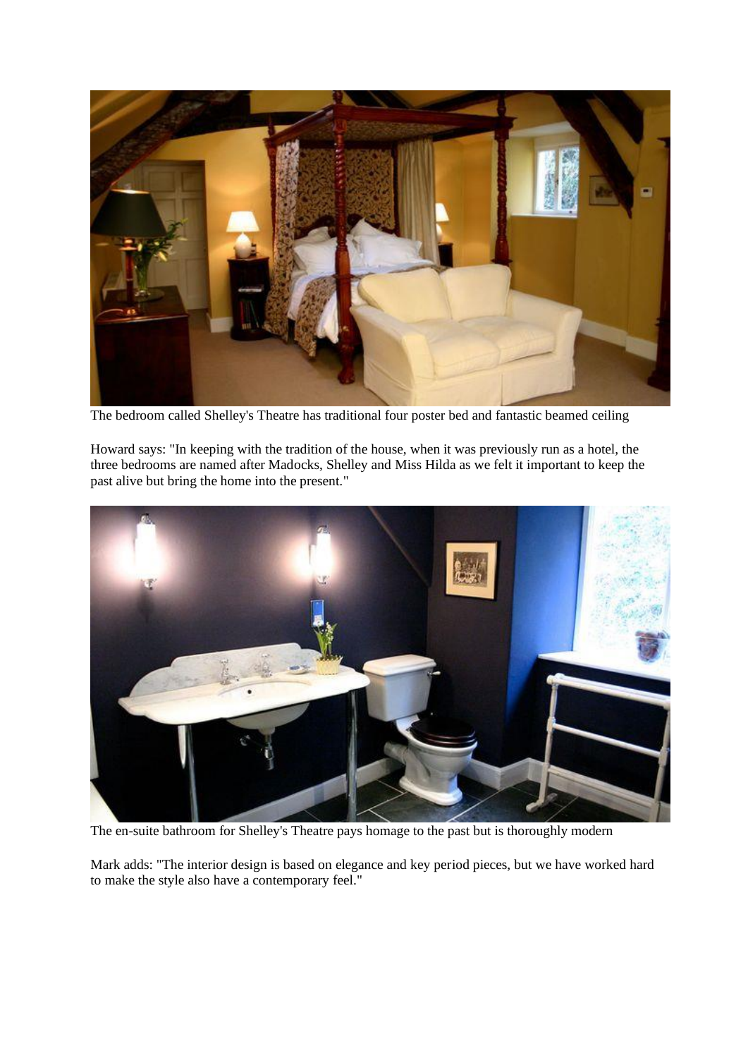The bedroom called Shelley's Theatre has traditional four poster bed and fantastic beamed ceiling

Howard says: "In keeping with the tradition of the house, when it was previously run as a hotel, the three bedrooms are named after Madocks, Shelley and Miss Hilda as we felt it important to keep the past alive but bring the home into the present."

The en-suite bathroom for Shelley's Theatre pays homage to the past but is thoroughly modern

Mark adds: "The interior design is based on elegance and key period pieces, but we have worked hard to make the style also have a contemporary feel."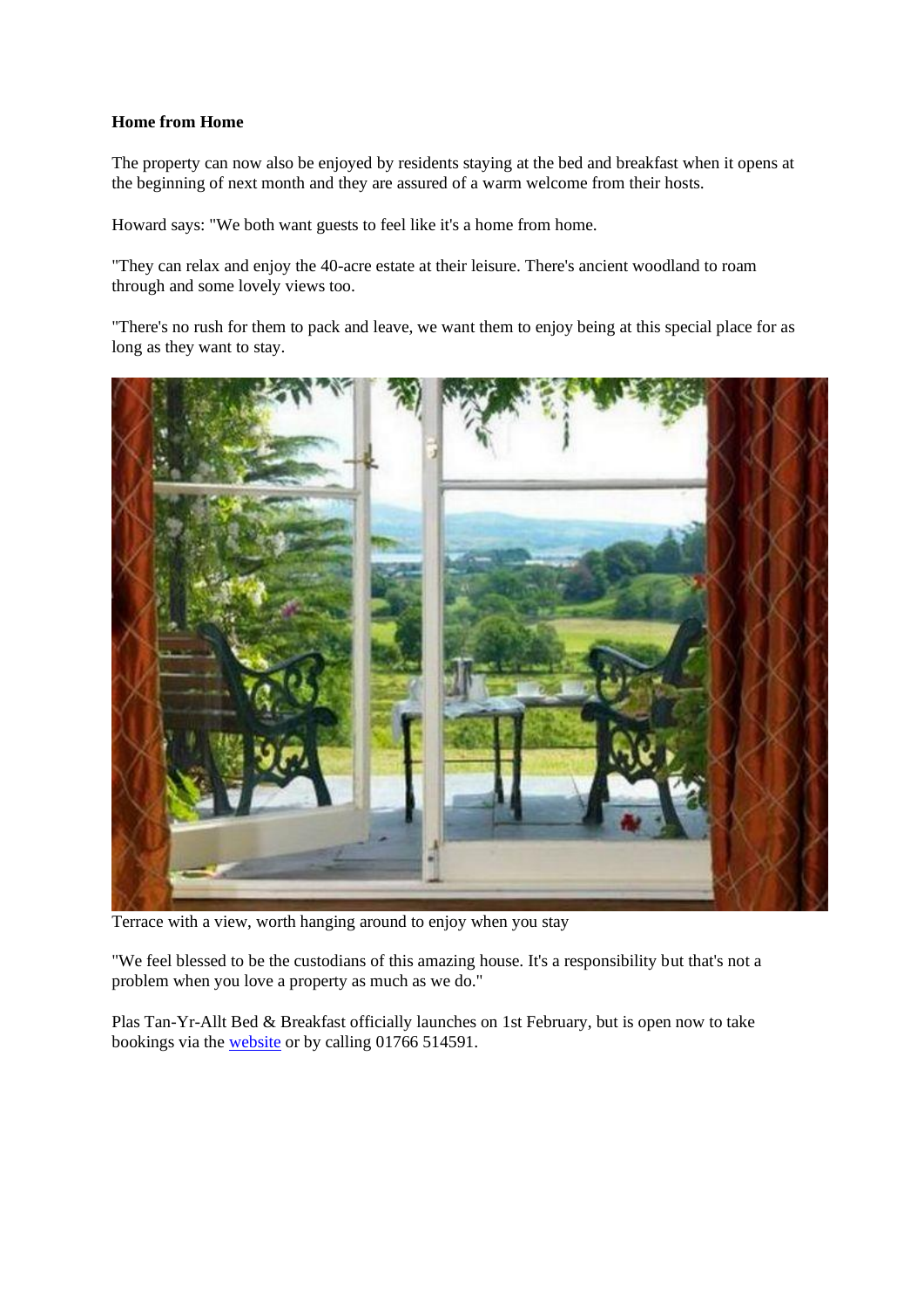**Home from Home**

The property can now also be enjoyed by residents staying at the bed and breakfast when it opens at the beginning of next month and they are assured of a warm welcome from their hosts.

Howard says: "We both want guests to feel like it's a home from home.

"They can relax and enjoy the 40-acre estate at their leisure. There's ancient woodland to roam through and some lovely views too.

"There's no rush for them to pack and leave, we want them to enjoy being at this special place for as long as they want to stay.

Terrace with a view, worth hanging around to enjoy when you stay

"We feel blessed to be the custodians of this amazing house. It's a responsibility but that's not a problem when you love a property as much as we do."

Plas Tan-Yr-Allt Bed & Breakfast officially launches on 1st February, but is open now to take bookings via the website or by calling 01766 514591.